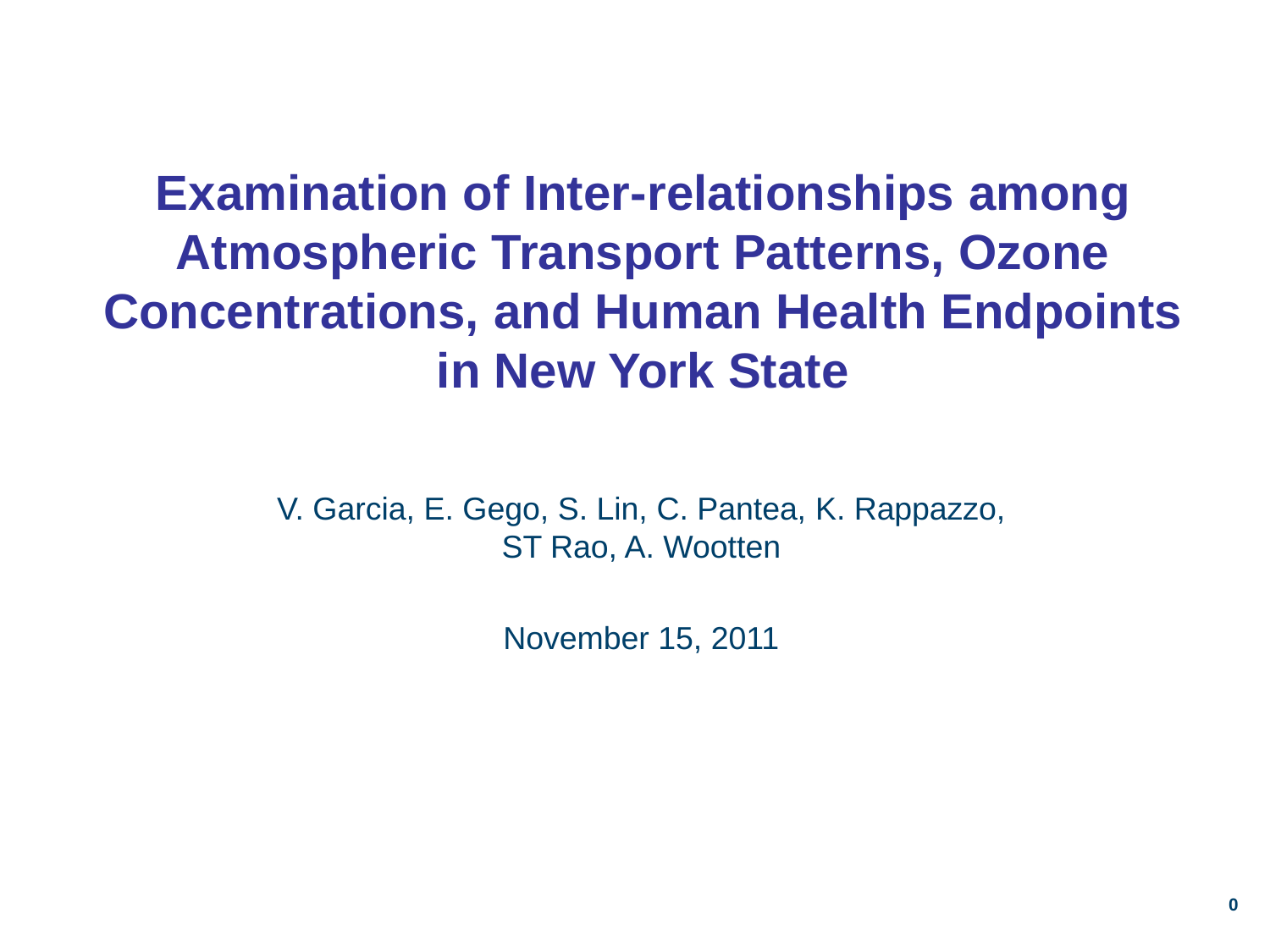# Examination of Inter-relationships among Atmospheric Transport Patterns, Ozone Concentrations, and Human Health Endpoints in New York State

V. Garcia, E. Gego, S. Lin, C. Pantea, K. Rappazzo, ST Rao, A. Wootten

November 15, 2011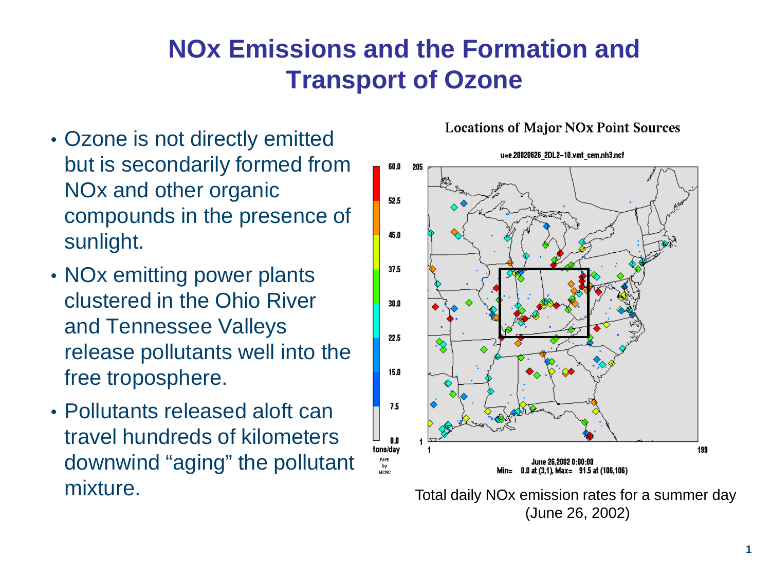# NOx Emissions and the Formation and Transport of Ozone

- Ozone is not directly emitted but is secondarily formed from NOx and other organic compounds in the presence of sunlight.
- NOx emitting power plants clustered in the Ohio River and Tennessee Valleys release pollutants well into the free troposphere.
- Pollutants released aloft can travel hundreds of kilometers downwind "aging" the pollutant mixture.

Total daily NOx emission rates for a summer day (June 26, 2002)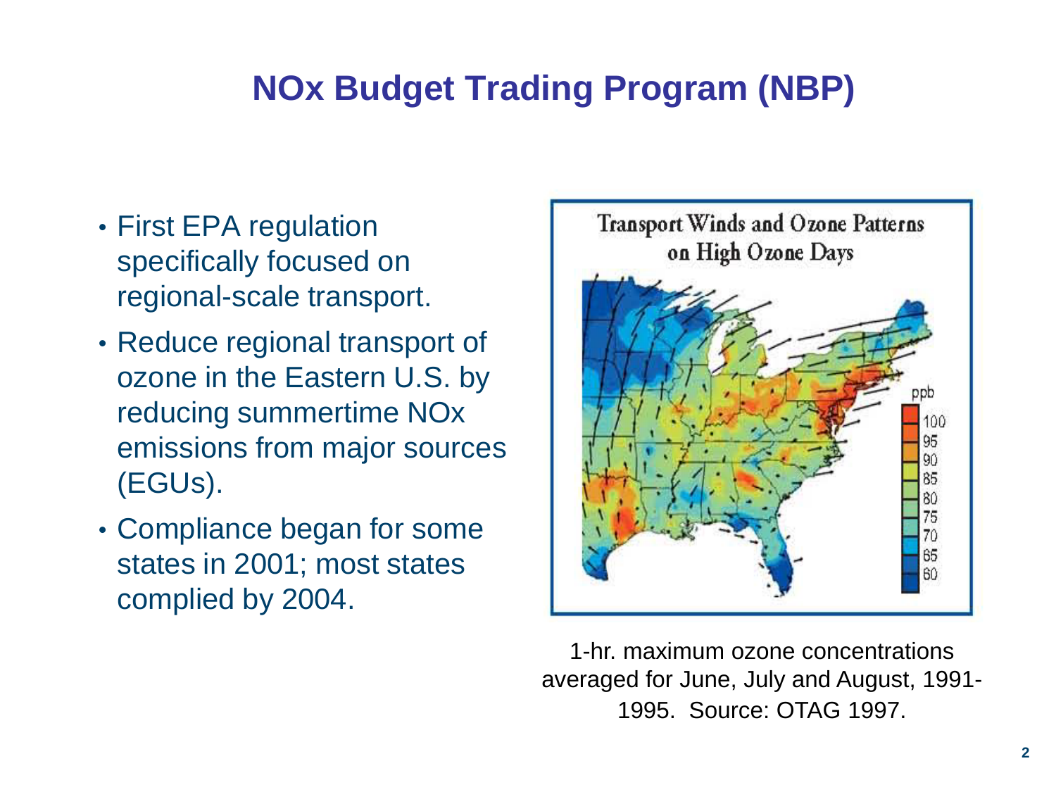# NOx Budget Trading Program (NBP)

- First EPA regulation specifically focused on regional-scale transport.
- Reduce regional transport of ozone in the Eastern U.S. by reducing summertime NOx emissions from major sources (EGUs).
- Compliance began for some states in 2001; most states complied by 2004.

1-hr. maximum ozone concentrations averaged for June, July and August, 1991-1995. Source: OTAG 1997.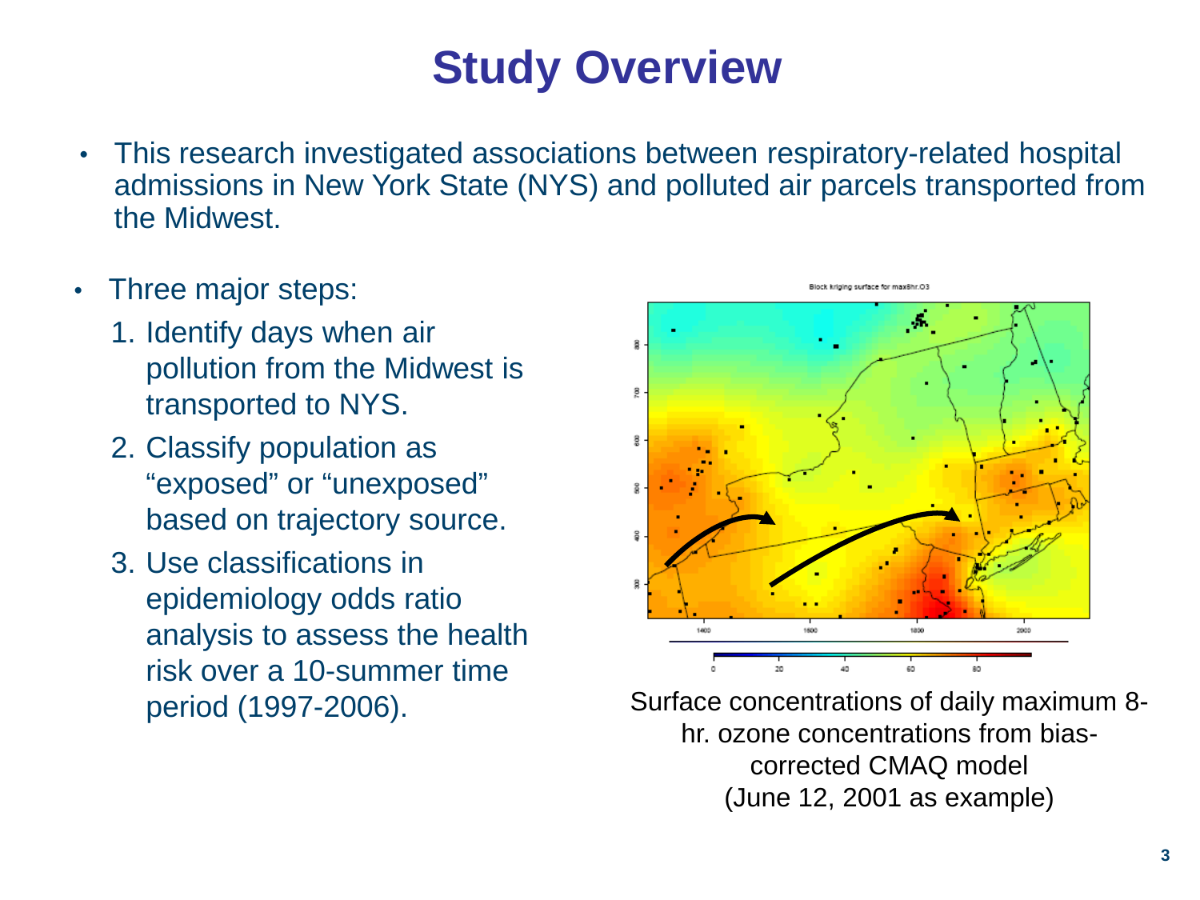# Study Overview

- This research investigated associations between respiratory-related hospital admissions in New York State (NYS) and polluted air parcels transported from the Midwest.

- Three major steps:
  1. Identify days when air pollution from the Midwest is transported to NYS.
  2. Classify population as "exposed" or "unexposed" based on trajectory source.
  3. Use classifications in epidemiology odds ratio analysis to assess the health risk over a 10-summer time period (1997-2006).

Surface concentrations of daily maximum 8-hr. ozone concentrations from bias-corrected CMAQ model (June 12, 2001 as example)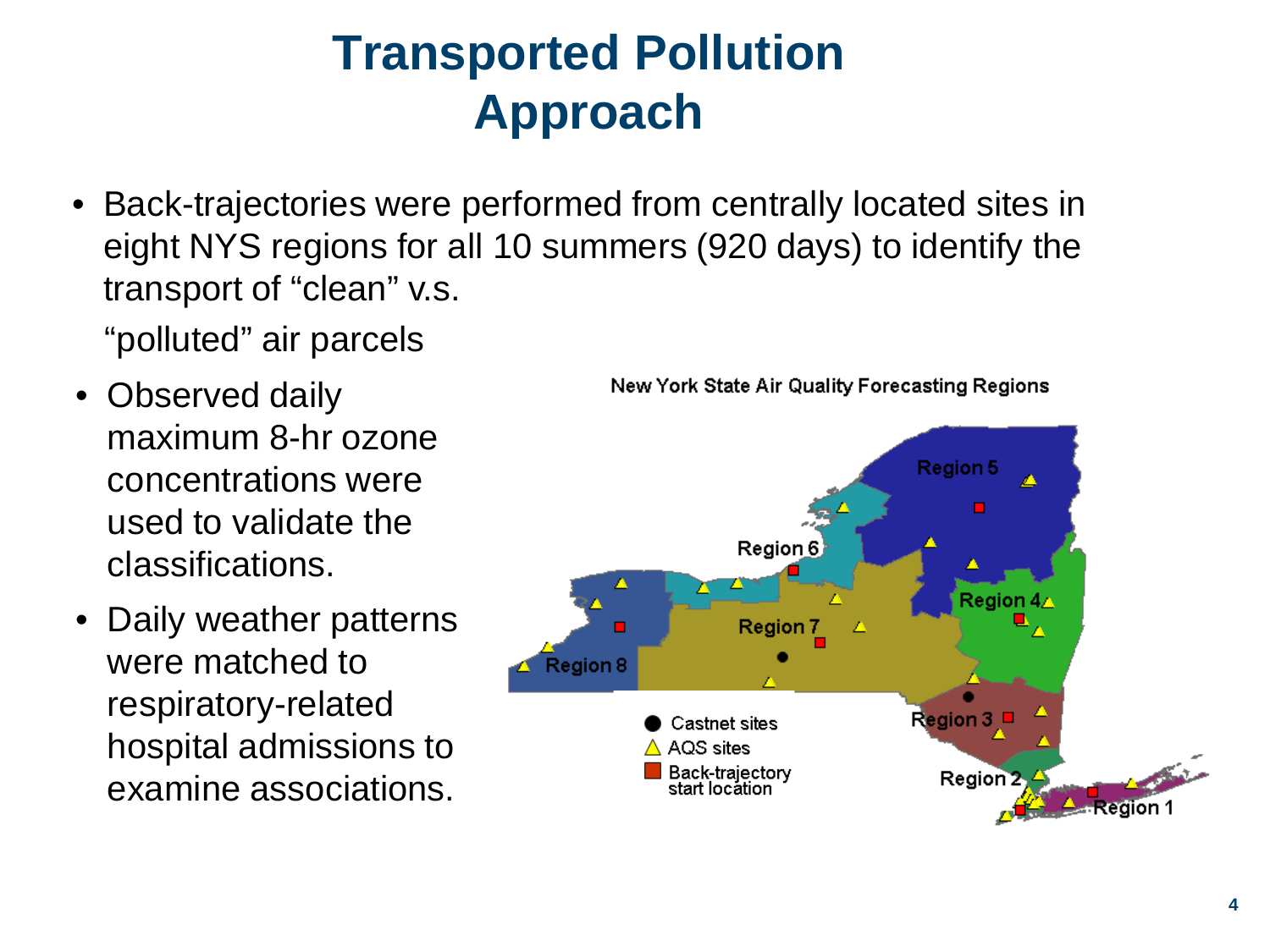# Transported Pollution Approach

- Back-trajectories were performed from centrally located sites in eight NYS regions for all 10 summers (920 days) to identify the transport of "clean" v.s. "polluted" air parcels
- Observed daily maximum 8-hr ozone concentrations were used to validate the classifications.
- Daily weather patterns were matched to respiratory-related hospital admissions to examine associations.

New York State Air Quality Forecasting Regions

Region 1, Region 2, Region 3, Region 4, Region 5, Region 6, Region 7, Region 8

● Castnet sites
△ AQS sites
■ Back-trajectory start location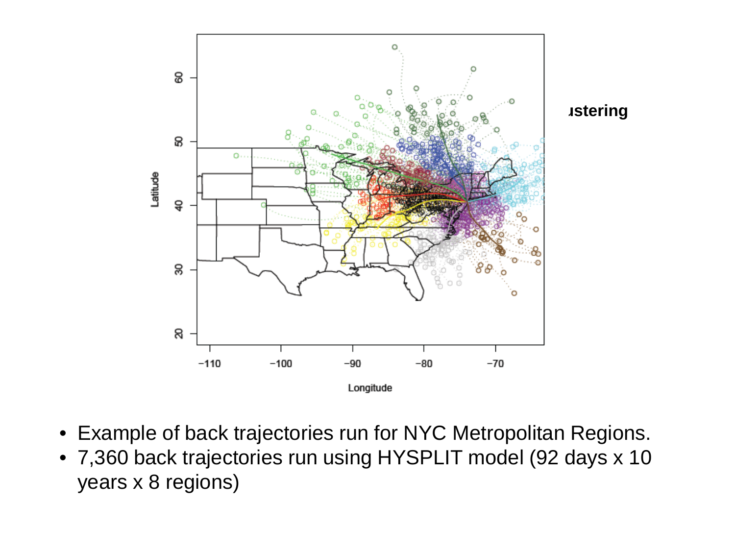ıstering

- Example of back trajectories run for NYC Metropolitan Regions.
- 7,360 back trajectories run using HYSPLIT model (92 days x 10 years x 8 regions)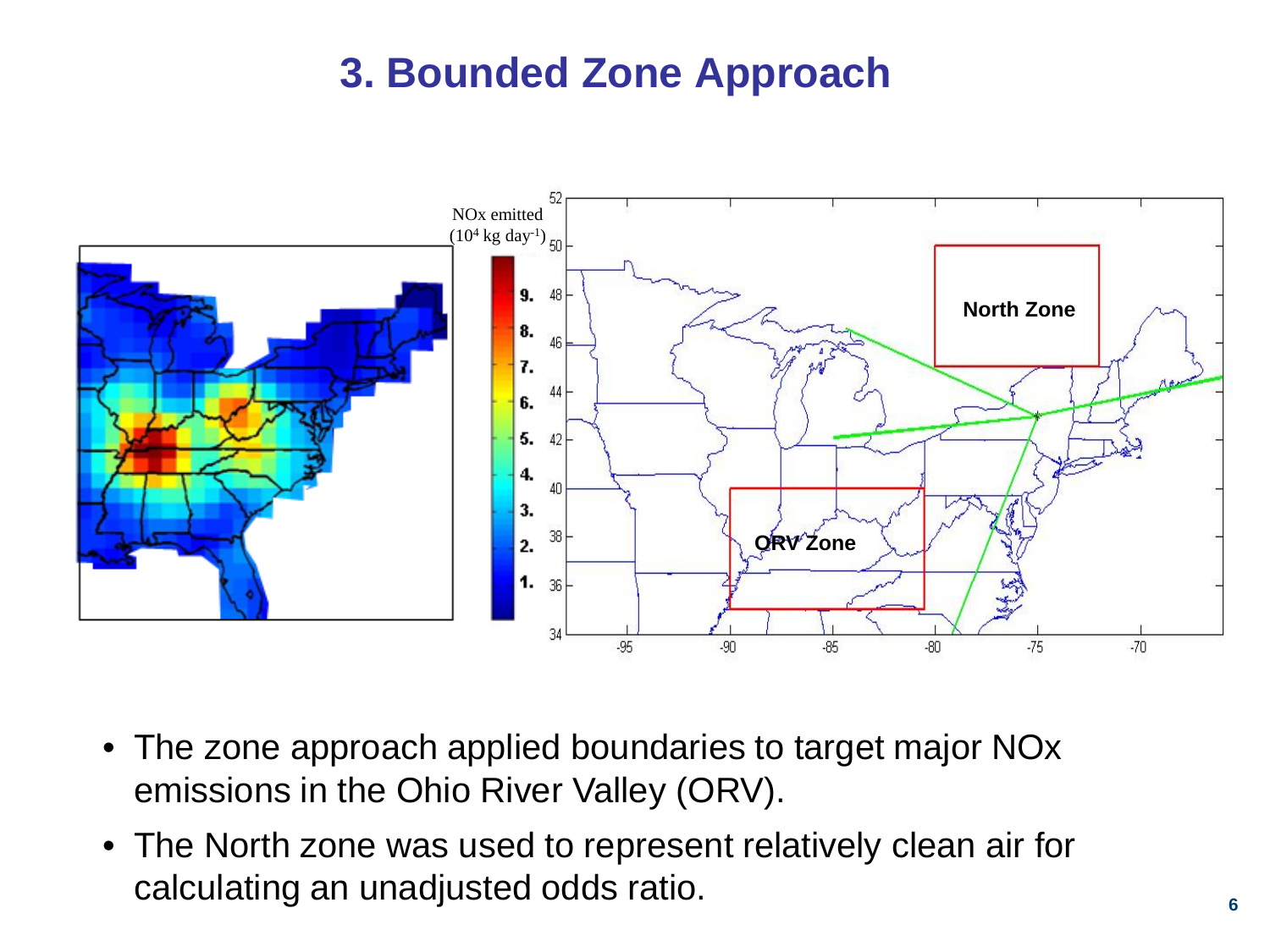# 3. Bounded Zone Approach

- The zone approach applied boundaries to target major NOx emissions in the Ohio River Valley (ORV).
- The North zone was used to represent relatively clean air for calculating an unadjusted odds ratio.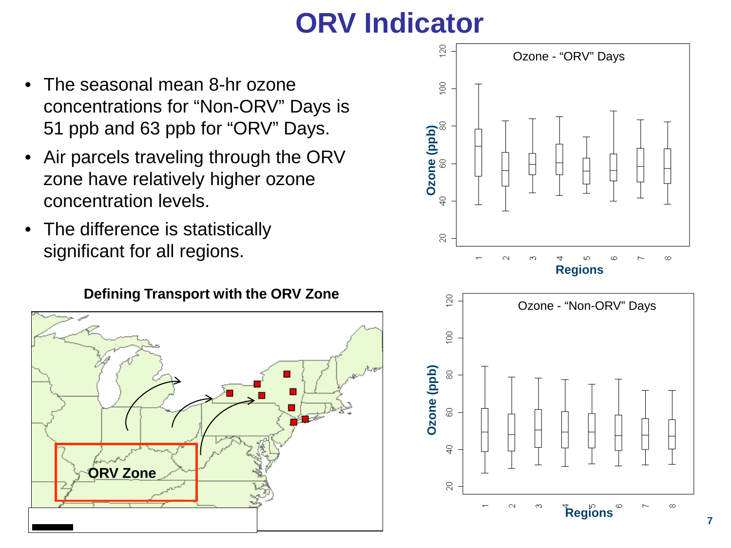# ORV Indicator

- The seasonal mean 8-hr ozone concentrations for "Non-ORV" Days is 51 ppb and 63 ppb for "ORV" Days.
- Air parcels traveling through the ORV zone have relatively higher ozone concentration levels.
- The difference is statistically significant for all regions.

**Defining Transport with the ORV Zone**

ORV Zone

Ozone - "ORV" Days

Ozone (ppb)

Regions

Ozone - "Non-ORV" Days

Ozone (ppb)

Regions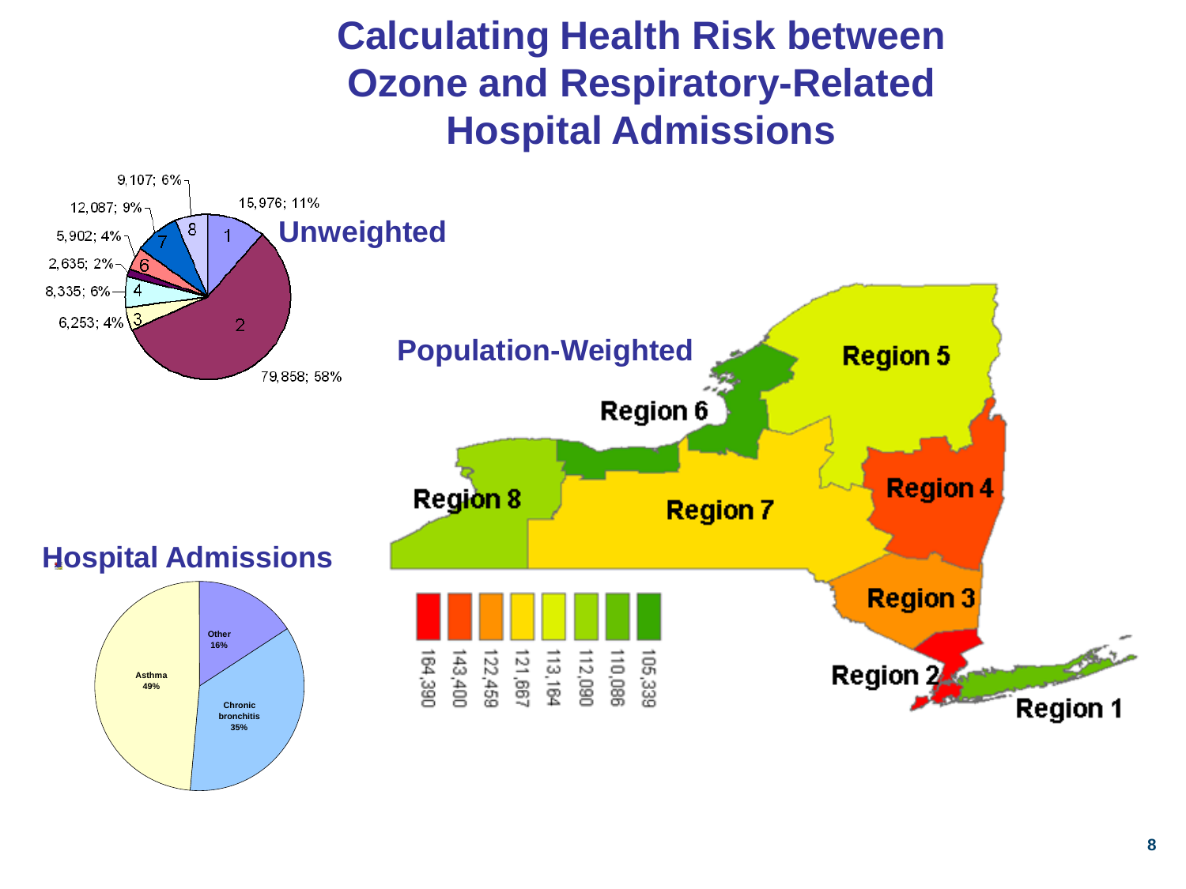# Calculating Health Risk between Ozone and Respiratory-Related Hospital Admissions

**Unweighted**

| Region | Value | Percent |
|---|---|---|
| 1 | 15,976 | 11% |
| 2 | 79,858 | 58% |
| 3 | 6,253 | 4% |
| 4 | 8,335 | 6% |
| 5 | 2,635 | 2% |
| 6 | 5,902 | 4% |
| 7 | 12,087 | 9% |
| 8 | 9,107 | 6% |

**Population-Weighted**

Region 1, Region 2, Region 3, Region 4, Region 5, Region 6, Region 7, Region 8

Legend: 164,390; 143,400; 122,459; 121,667; 113,184; 112,090; 110,086; 105,339

**Hospital Admissions**

| Category | Percent |
|---|---|
| Asthma | 49% |
| Chronic bronchitis | 35% |
| Other | 16% |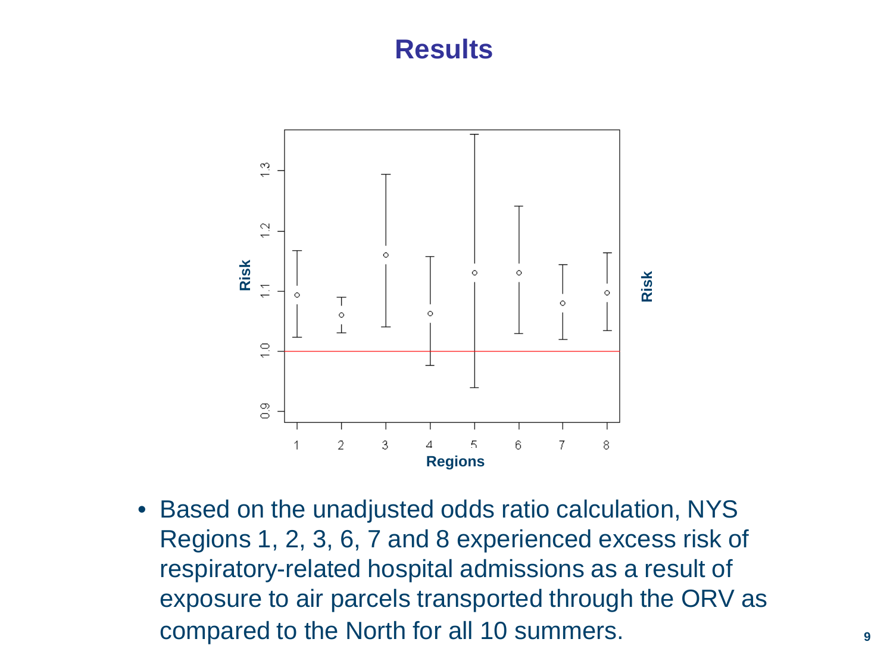# Results

- Based on the unadjusted odds ratio calculation, NYS Regions 1, 2, 3, 6, 7 and 8 experienced excess risk of respiratory-related hospital admissions as a result of exposure to air parcels transported through the ORV as compared to the North for all 10 summers.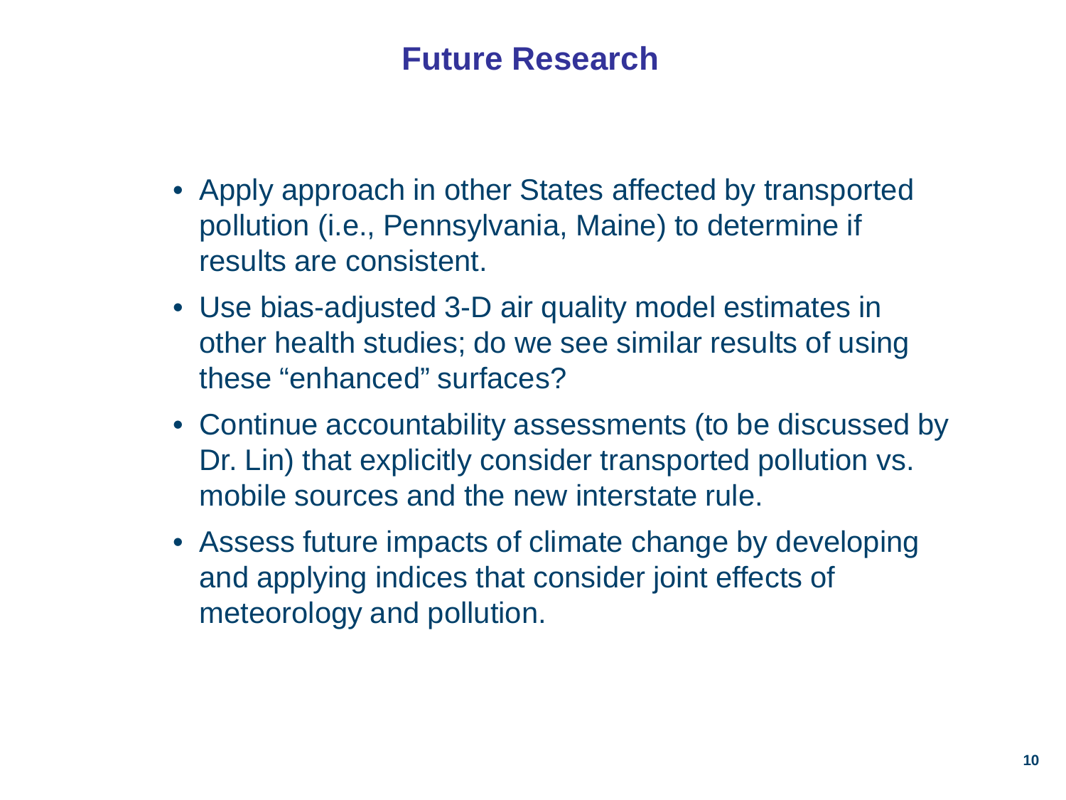# Future Research

- Apply approach in other States affected by transported pollution (i.e., Pennsylvania, Maine) to determine if results are consistent.
- Use bias-adjusted 3-D air quality model estimates in other health studies; do we see similar results of using these “enhanced” surfaces?
- Continue accountability assessments (to be discussed by Dr. Lin) that explicitly consider transported pollution vs. mobile sources and the new interstate rule.
- Assess future impacts of climate change by developing and applying indices that consider joint effects of meteorology and pollution.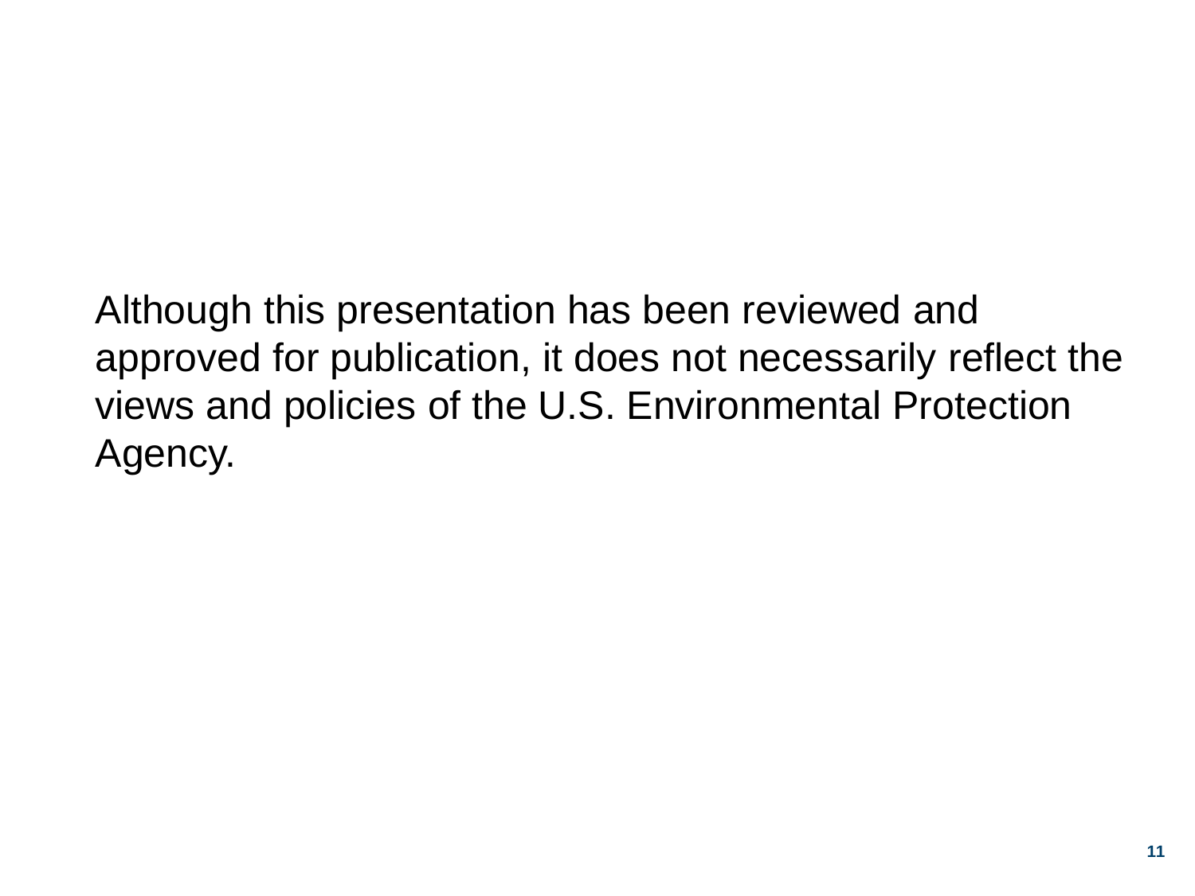Although this presentation has been reviewed and approved for publication, it does not necessarily reflect the views and policies of the U.S. Environmental Protection Agency.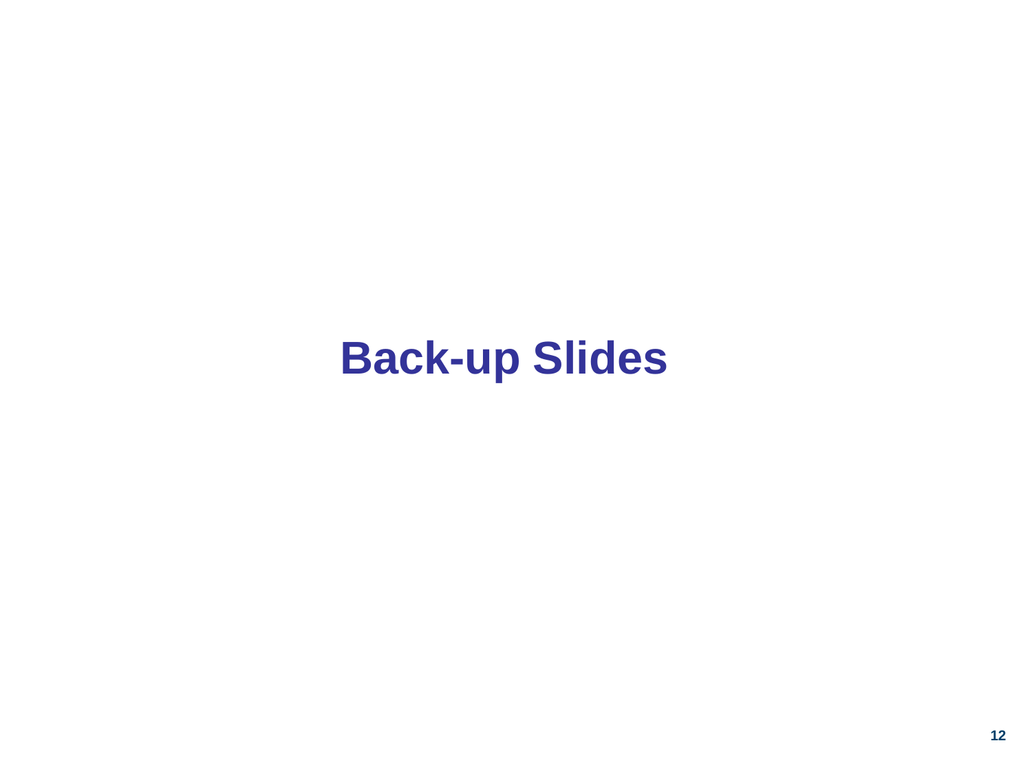# Back-up Slides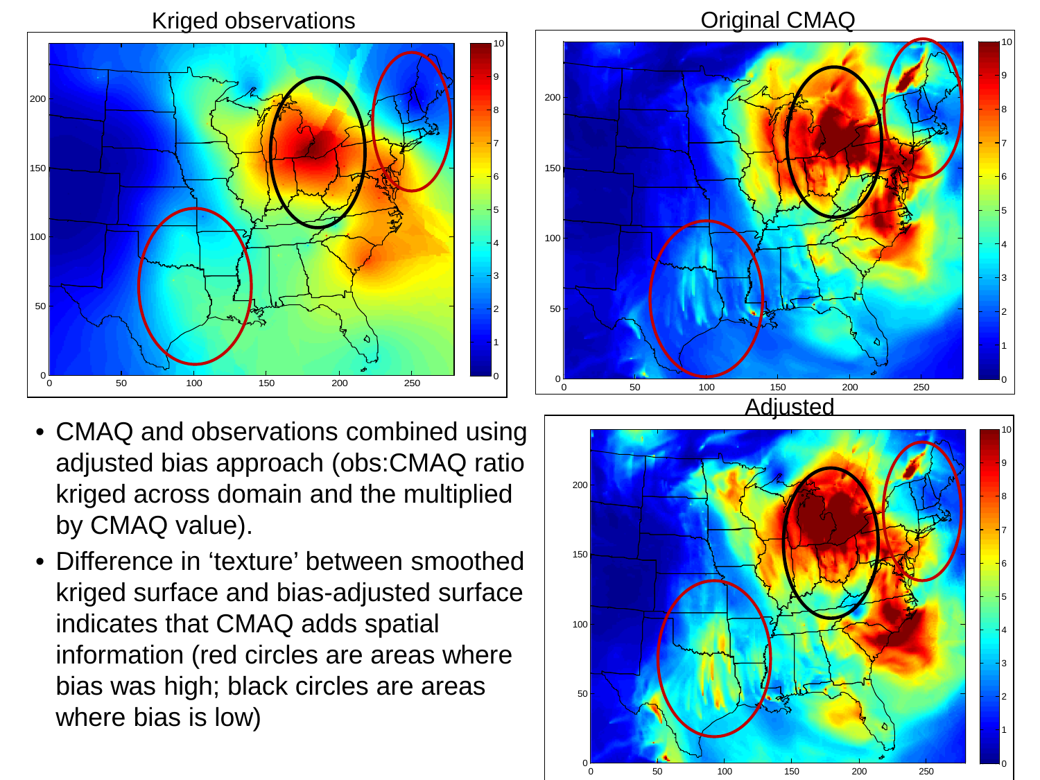Kriged observations

Original CMAQ

Adjusted

- CMAQ and observations combined using adjusted bias approach (obs:CMAQ ratio kriged across domain and the multiplied by CMAQ value).
- Difference in 'texture' between smoothed kriged surface and bias-adjusted surface indicates that CMAQ adds spatial information (red circles are areas where bias was high; black circles are areas where bias is low)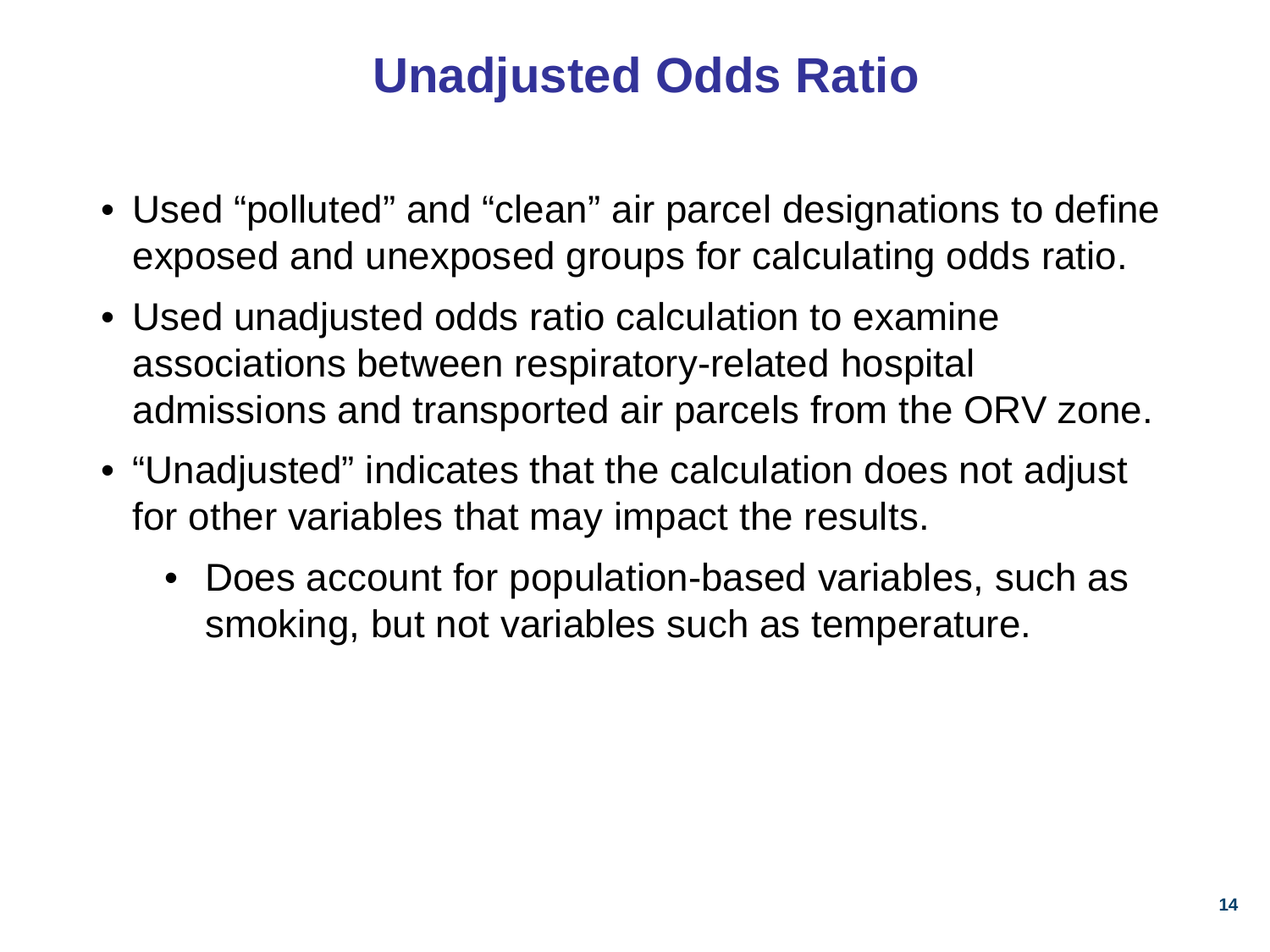# Unadjusted Odds Ratio

- Used "polluted" and "clean" air parcel designations to define exposed and unexposed groups for calculating odds ratio.
- Used unadjusted odds ratio calculation to examine associations between respiratory-related hospital admissions and transported air parcels from the ORV zone.
- "Unadjusted" indicates that the calculation does not adjust for other variables that may impact the results.
  - Does account for population-based variables, such as smoking, but not variables such as temperature.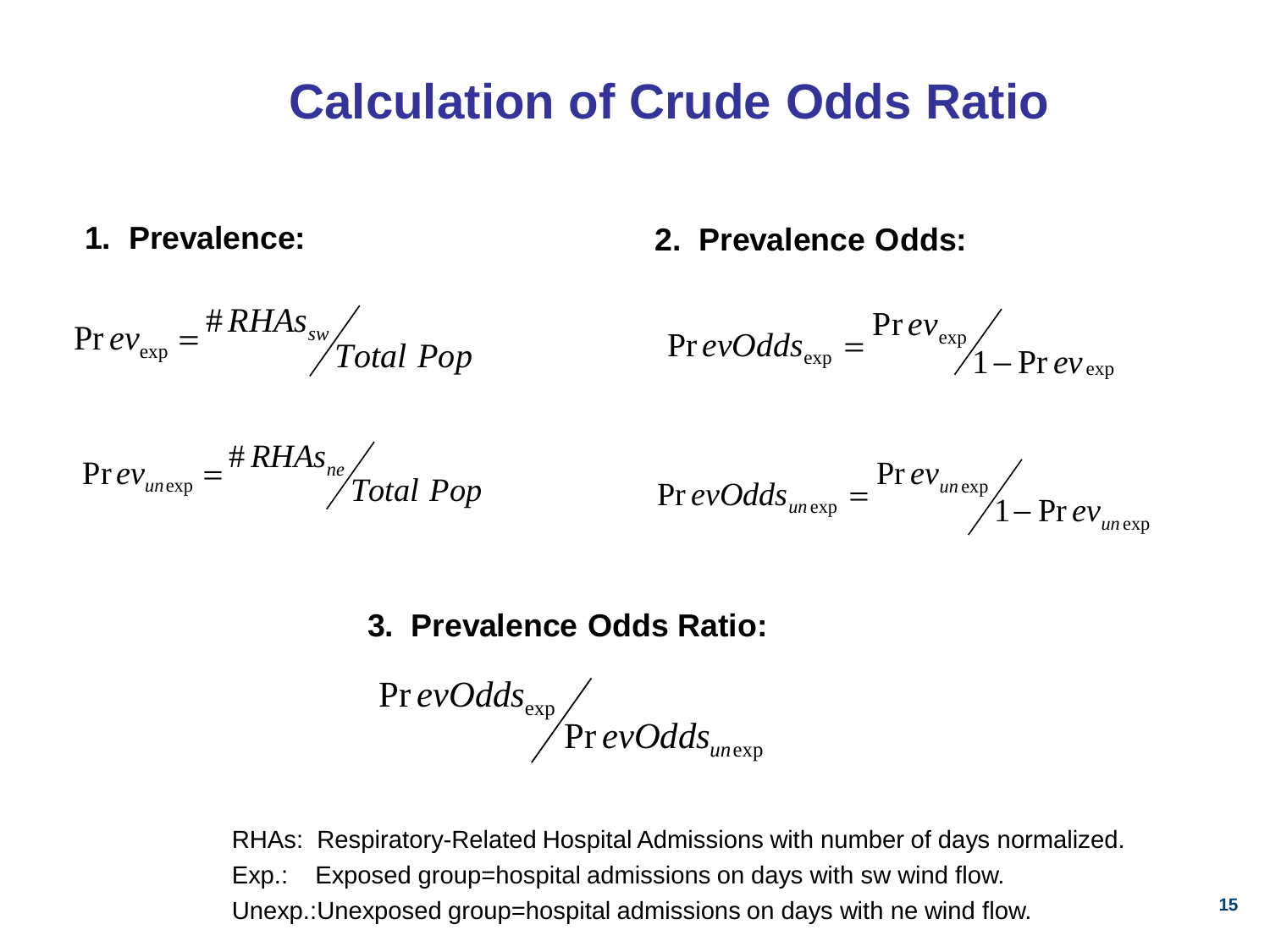# Calculation of Crude Odds Ratio

**1. Prevalence:**

$$\Pr ev_{\exp} = {}^{\# RHAs_{sw}} \big/ {}_{Total\ Pop}$$

$$\Pr ev_{un\exp} = {}^{\# RHAs_{ne}} \big/ {}_{Total\ Pop}$$

**2. Prevalence Odds:**

$$\Pr evOdds_{\exp} = {}^{\Pr ev_{\exp}} \big/ {}_{1 - \Pr ev_{\exp}}$$

$$\Pr evOdds_{un\exp} = {}^{\Pr ev_{un\exp}} \big/ {}_{1 - \Pr ev_{un\exp}}$$

**3. Prevalence Odds Ratio:**

$$\Pr evOdds_{\exp} \big/ \Pr evOdds_{un\exp}$$

RHAs: Respiratory-Related Hospital Admissions with number of days normalized.

Exp.: Exposed group=hospital admissions on days with sw wind flow.

Unexp.:Unexposed group=hospital admissions on days with ne wind flow.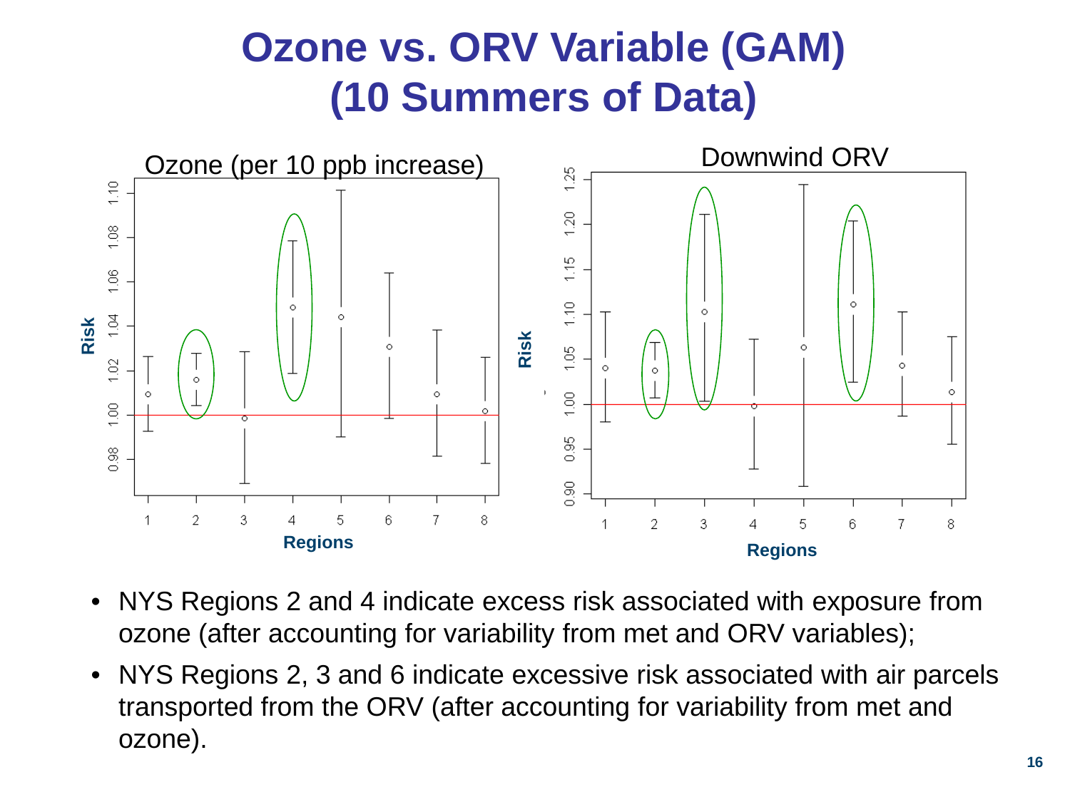# Ozone vs. ORV Variable (GAM) (10 Summers of Data)

Ozone (per 10 ppb increase)

Downwind ORV

- NYS Regions 2 and 4 indicate excess risk associated with exposure from ozone (after accounting for variability from met and ORV variables);
- NYS Regions 2, 3 and 6 indicate excessive risk associated with air parcels transported from the ORV (after accounting for variability from met and ozone).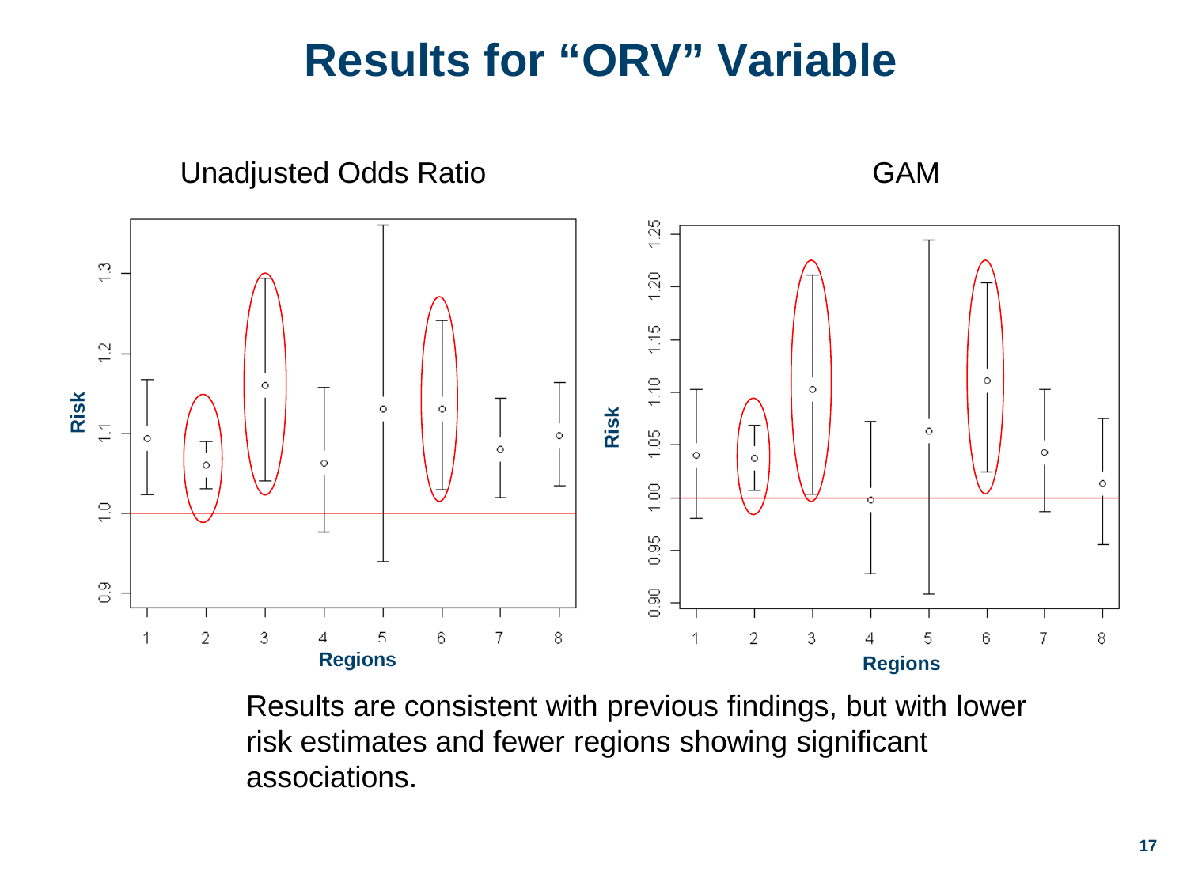# Results for “ORV” Variable

Unadjusted Odds Ratio

Risk

1.3
1.2
1.1
1.0
0.9

1 2 3 4 5 6 7 8

Regions

GAM

Risk

1.25
1.20
1.15
1.10
1.05
1.00
0.95
0.90

1 2 3 4 5 6 7 8

Regions

Results are consistent with previous findings, but with lower risk estimates and fewer regions showing significant associations.